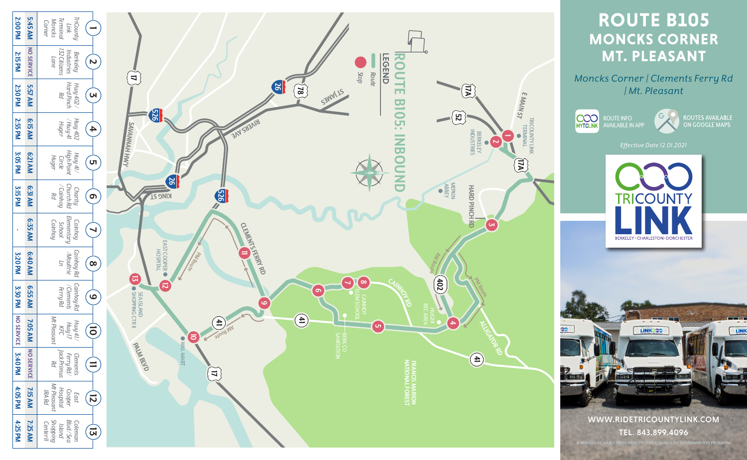# ROUTE B105
## MONCKS CORNER MT. PLEASANT

*Moncks Corner | Clements Ferry Rd | Mt. Pleasant*

ROUTE INFO AVAILABLE IN APP

ROUTES AVAILABLE ON GOOGLE MAPS

*Effective Date 12.01.2021*

TRICOUNTY LINK
BERKELEY • CHARLESTON • DORCHESTER

WWW.RIDETRICOUNTYLINK.COM

TEL. 843.899.4096

A BERKELEY-CHARLESTON-DORCHESTER COUNCIL OF GOVERNMENTS PROGRAM

## ROUTE B105: INBOUND

**LEGEND**
- Route
- Stop

| Stop | Location | AM | PM |
|---|---|---|---|
| 1 | TriCounty Link Terminal Moncks Corner | 5:45 AM | 2:00 PM |
| 2 | Berkeley Industries 132 Citizens Lane | NO SERVICE | 2:15 PM |
| 3 | Hwy 402 / Hard Pinch Rd | 5:57 AM | 2:30 PM |
| 4 | Hwy 402 / Hwy 41 Huger | 6:15 AM | 2:55 PM |
| 5 | Hwy 41 / High Point Circle Huger | 6:21 AM | 3:05 PM |
| 6 | Charity Church Rd / Cainhoy Rd | 6:31 AM | 3:15 PM |
| 7 | Cainhoy Elementary School Cainhoy | 6:35 AM | - |
| 8 | Cainhoy Rd / Moultrie Ln | 6:40 AM | 3:20 PM |
| 9 | Cainhoy Rd / Clements Ferry Rd | 6:55 AM | 3:30 PM |
| 10 | Hwy 41 / Hwy 17 KFC Mt Pleasant | 7:05 AM | NO SERVICE |
| 11 | Clements Ferry Rd / Jack Primus Rd | NO SERVICE | 3:40 PM |
| 12 | East Cooper Hospital Mt Pleasant IRA Rd | 7:15 AM | 4:05 PM |
| 13 | Coleman Blvd / Sea Island Shopping Center II | 7:25 AM | 4:25 PM |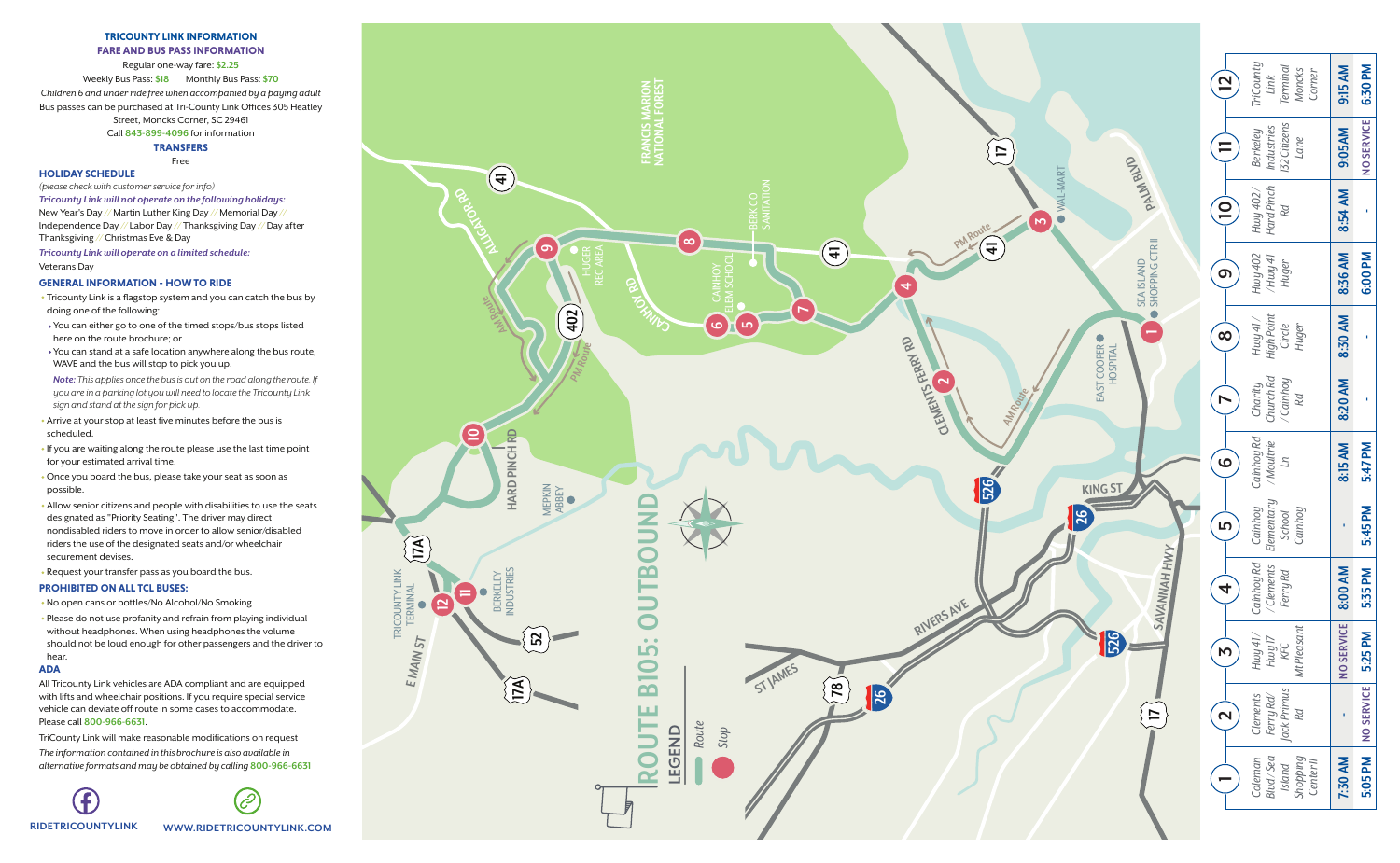## TRICOUNTY LINK INFORMATION

### FARE AND BUS PASS INFORMATION

Regular one-way fare: $2.25

Weekly Bus Pass: $18  Monthly Bus Pass: $70

*Children 6 and under ride free when accompanied by a paying adult*

Bus passes can be purchased at Tri-County Link Offices 305 Heatley Street, Moncks Corner, SC 29461

Call 843-899-4096 for information

### TRANSFERS

Free

### HOLIDAY SCHEDULE

*(please check with customer service for info)*

***Tricounty Link will not operate on the following holidays:***

New Year's Day // Martin Luther King Day // Memorial Day // Independence Day // Labor Day // Thanksgiving Day // Day after Thanksgiving // Christmas Eve & Day

***Tricounty Link will operate on a limited schedule:***

Veterans Day

### GENERAL INFORMATION - HOW TO RIDE

- Tricounty Link is a flagstop system and you can catch the bus by doing one of the following:
  - You can either go to one of the timed stops/bus stops listed here on the route brochure; or
  - You can stand at a safe location anywhere along the bus route, WAVE and the bus will stop to pick you up.

  *Note: This applies once the bus is out on the road along the route. If you are in a parking lot you will need to locate the Tricounty Link sign and stand at the sign for pick up.*
- Arrive at your stop at least five minutes before the bus is scheduled.
- If you are waiting along the route please use the last time point for your estimated arrival time.
- Once you board the bus, please take your seat as soon as possible.
- Allow senior citizens and people with disabilities to use the seats designated as "Priority Seating". The driver may direct nondisabled riders to move in order to allow senior/disabled riders the use of the designated seats and/or wheelchair securement devices.
- Request your transfer pass as you board the bus.

### PROHIBITED ON ALL TCL BUSES:

- No open cans or bottles/No Alcohol/No Smoking
- Please do not use profanity and refrain from playing individual without headphones. When using headphones the volume should not be loud enough for other passengers and the driver to hear.

### ADA

All Tricounty Link vehicles are ADA compliant and are equipped with lifts and wheelchair positions. If you require special service vehicle can deviate off route in some cases to accommodate. Please call 800-966-6631.

TriCounty Link will make reasonable modifications on request

*The information contained in this brochure is also available in alternative formats and may be obtained by calling 800-966-6631*

RIDETRICOUNTYLINK  WWW.RIDETRICOUNTYLINK.COM

## ROUTE B105: OUTBOUND

LEGEND
Route
Stop

FRANCIS MARION NATIONAL FOREST
ALLIGATOR RD
AM Route
PM Route
HUGER REC AREA
BERK CO SANITATION
CAINHOY ELEM SCHOOL
CAINHOY RD
HARD PINCH RD
MEPKIN ABBEY
TRICOUNTY LINK TERMINAL
E MAIN ST
BERKELEY INDUSTRIES
CLEMENTS FERRY RD
WAL-MART
PALM BLVD
SEA ISLAND SHOPPING CTR II
EAST COOPER HOSPITAL
KING ST
SAVANNAH HWY
RIVERS AVE
ST JAMES
41 402 17A 52 17 526 26 78

| | 1 | 2 | 3 | 4 | 5 | 6 | 7 | 8 | 9 | 10 | 11 | 12 |
|---|---|---|---|---|---|---|---|---|---|---|---|---|
| Stop | Coleman Blvd/ Sea Island Shopping Center II | Clements Ferry Rd/ Jack Primus Rd | Hwy 41/ Hwy 17 KFC Mt Pleasant | Cainhoy Rd /Clements Ferry Rd | Cainhoy Elementary School Cainhoy | Cainhoy Rd /Moultrie Ln | Charity Church Rd /Cainhoy Rd | Hwy 41/ High Point Circle Huger | Hwy 402 /Hwy 41 Huger | Hwy 402/ Hard Pinch Rd | Berkeley Industries 132 Citizens Lane | TriCounty Link Terminal Moncks Corner |
| AM | 7:30 AM | - | NO SERVICE | 8:00 AM | - | 8:15 AM | 8:20 AM | 8:30 AM | 8:36 AM | 8:54 AM | 9:05 AM | 9:15 AM |
| PM | 5:05 PM | NO SERVICE | 5:25 PM | 5:35 PM | 5:45 PM | 5:47 PM | - | - | 6:00 PM | - | NO SERVICE | 6:30 PM |